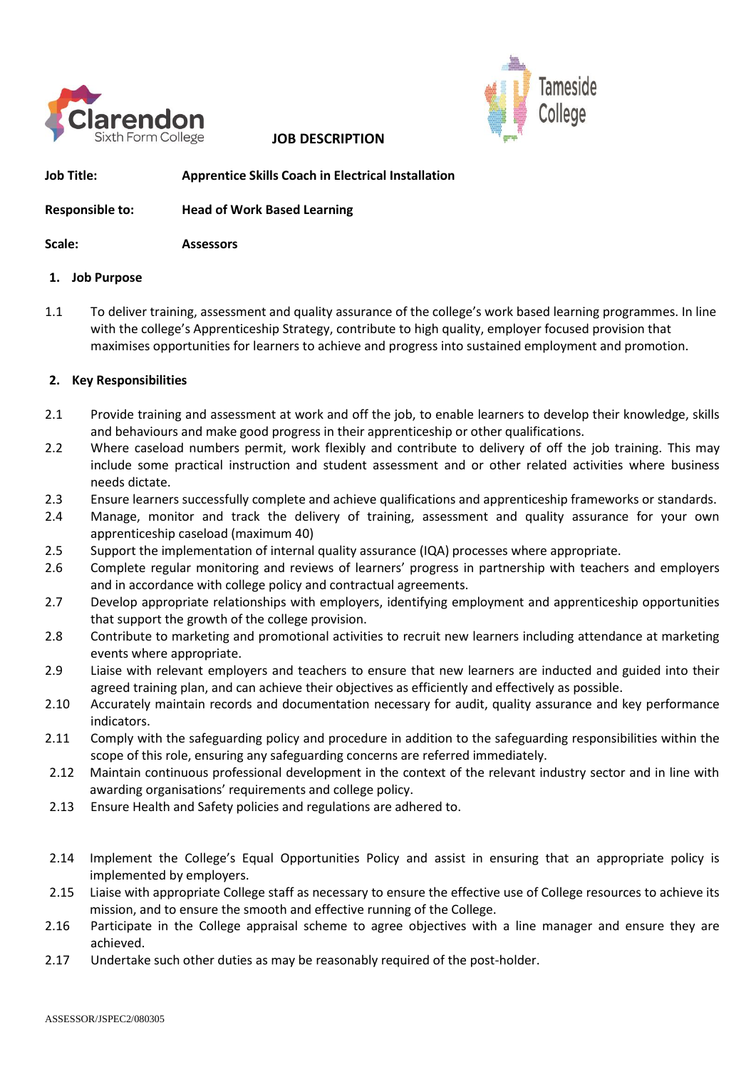Clarendon Sixth Form College

Tameside College

# JOB DESCRIPTION

**Job Title:** **Apprentice Skills Coach in Electrical Installation**

**Responsible to:** **Head of Work Based Learning**

**Scale:** **Assessors**

## 1. Job Purpose

1.1 To deliver training, assessment and quality assurance of the college's work based learning programmes. In line with the college's Apprenticeship Strategy, contribute to high quality, employer focused provision that maximises opportunities for learners to achieve and progress into sustained employment and promotion.

## 2. Key Responsibilities

2.1 Provide training and assessment at work and off the job, to enable learners to develop their knowledge, skills and behaviours and make good progress in their apprenticeship or other qualifications.

2.2 Where caseload numbers permit, work flexibly and contribute to delivery of off the job training. This may include some practical instruction and student assessment and or other related activities where business needs dictate.

2.3 Ensure learners successfully complete and achieve qualifications and apprenticeship frameworks or standards.

2.4 Manage, monitor and track the delivery of training, assessment and quality assurance for your own apprenticeship caseload (maximum 40)

2.5 Support the implementation of internal quality assurance (IQA) processes where appropriate.

2.6 Complete regular monitoring and reviews of learners' progress in partnership with teachers and employers and in accordance with college policy and contractual agreements.

2.7 Develop appropriate relationships with employers, identifying employment and apprenticeship opportunities that support the growth of the college provision.

2.8 Contribute to marketing and promotional activities to recruit new learners including attendance at marketing events where appropriate.

2.9 Liaise with relevant employers and teachers to ensure that new learners are inducted and guided into their agreed training plan, and can achieve their objectives as efficiently and effectively as possible.

2.10 Accurately maintain records and documentation necessary for audit, quality assurance and key performance indicators.

2.11 Comply with the safeguarding policy and procedure in addition to the safeguarding responsibilities within the scope of this role, ensuring any safeguarding concerns are referred immediately.

2.12 Maintain continuous professional development in the context of the relevant industry sector and in line with awarding organisations' requirements and college policy.

2.13 Ensure Health and Safety policies and regulations are adhered to.

2.14 Implement the College's Equal Opportunities Policy and assist in ensuring that an appropriate policy is implemented by employers.

2.15 Liaise with appropriate College staff as necessary to ensure the effective use of College resources to achieve its mission, and to ensure the smooth and effective running of the College.

2.16 Participate in the College appraisal scheme to agree objectives with a line manager and ensure they are achieved.

2.17 Undertake such other duties as may be reasonably required of the post-holder.

ASSESSOR/JSPEC2/080305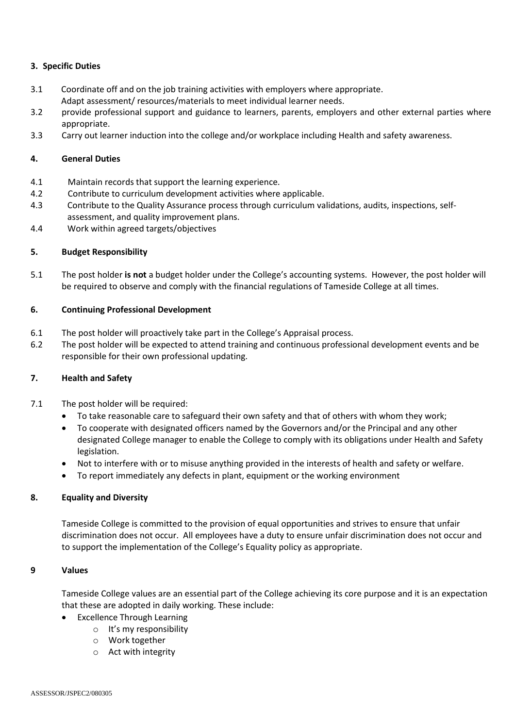### 3. Specific Duties

3.1 Coordinate off and on the job training activities with employers where appropriate.
Adapt assessment/ resources/materials to meet individual learner needs.

3.2 provide professional support and guidance to learners, parents, employers and other external parties where appropriate.

3.3 Carry out learner induction into the college and/or workplace including Health and safety awareness.

### 4. General Duties

4.1 Maintain records that support the learning experience.

4.2 Contribute to curriculum development activities where applicable.

4.3 Contribute to the Quality Assurance process through curriculum validations, audits, inspections, self-assessment, and quality improvement plans.

4.4 Work within agreed targets/objectives

### 5. Budget Responsibility

5.1 The post holder **is not** a budget holder under the College's accounting systems. However, the post holder will be required to observe and comply with the financial regulations of Tameside College at all times.

### 6. Continuing Professional Development

6.1 The post holder will proactively take part in the College's Appraisal process.

6.2 The post holder will be expected to attend training and continuous professional development events and be responsible for their own professional updating.

### 7. Health and Safety

7.1 The post holder will be required:

- To take reasonable care to safeguard their own safety and that of others with whom they work;
- To cooperate with designated officers named by the Governors and/or the Principal and any other designated College manager to enable the College to comply with its obligations under Health and Safety legislation.
- Not to interfere with or to misuse anything provided in the interests of health and safety or welfare.
- To report immediately any defects in plant, equipment or the working environment

### 8. Equality and Diversity

Tameside College is committed to the provision of equal opportunities and strives to ensure that unfair discrimination does not occur. All employees have a duty to ensure unfair discrimination does not occur and to support the implementation of the College's Equality policy as appropriate.

### 9 Values

Tameside College values are an essential part of the College achieving its core purpose and it is an expectation that these are adopted in daily working. These include:

- Excellence Through Learning
  - It's my responsibility
  - Work together
  - Act with integrity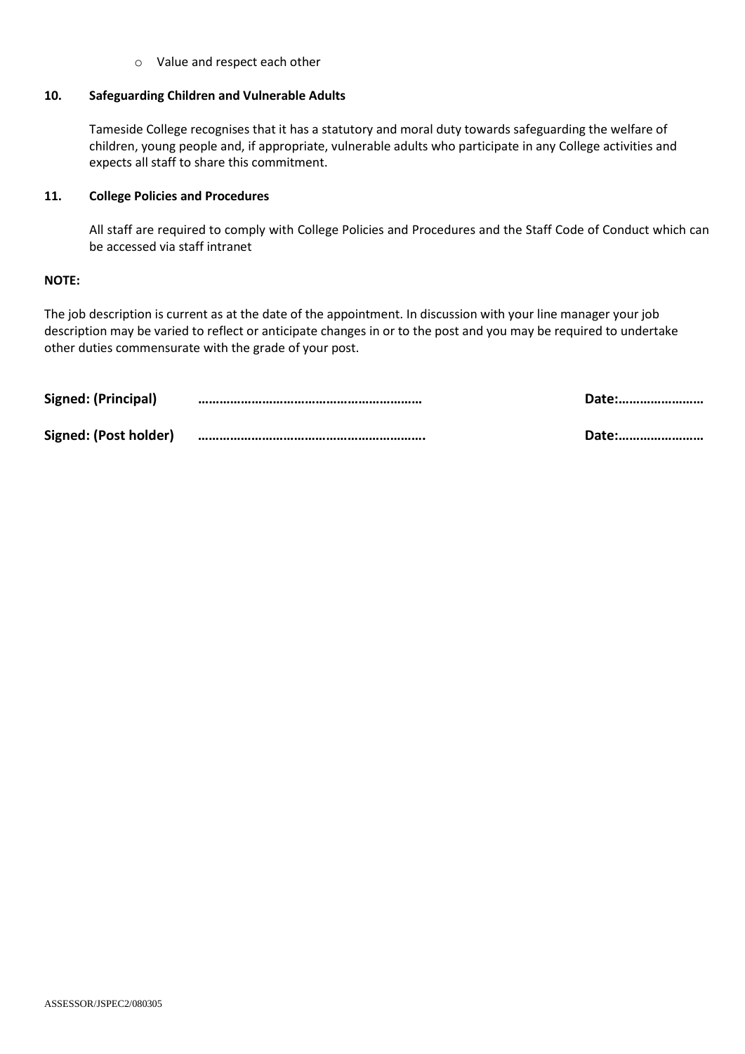- Value and respect each other

**10. Safeguarding Children and Vulnerable Adults**

Tameside College recognises that it has a statutory and moral duty towards safeguarding the welfare of children, young people and, if appropriate, vulnerable adults who participate in any College activities and expects all staff to share this commitment.

**11. College Policies and Procedures**

All staff are required to comply with College Policies and Procedures and the Staff Code of Conduct which can be accessed via staff intranet

**NOTE:**

The job description is current as at the date of the appointment. In discussion with your line manager your job description may be varied to reflect or anticipate changes in or to the post and you may be required to undertake other duties commensurate with the grade of your post.

**Signed: (Principal)** **……………………………………………………** **Date:……………………**

**Signed: (Post holder)** **…………………………………………………….** **Date:……………………**

ASSESSOR/JSPEC2/080305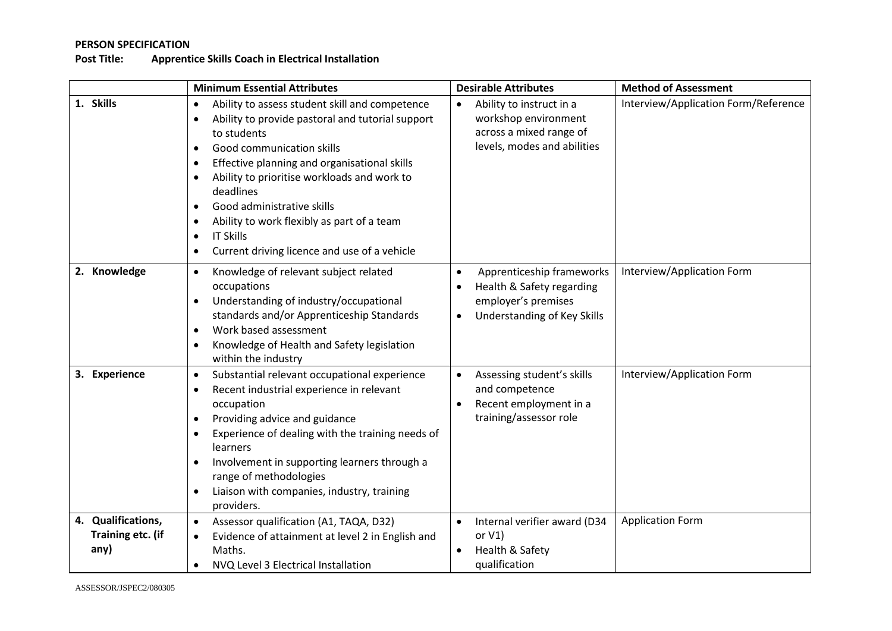**PERSON SPECIFICATION**

**Post Title: Apprentice Skills Coach in Electrical Installation**

| | Minimum Essential Attributes | Desirable Attributes | Method of Assessment |
|---|---|---|---|
| **1. Skills** | • Ability to assess student skill and competence<br>• Ability to provide pastoral and tutorial support to students<br>• Good communication skills<br>• Effective planning and organisational skills<br>• Ability to prioritise workloads and work to deadlines<br>• Good administrative skills<br>• Ability to work flexibly as part of a team<br>• IT Skills<br>• Current driving licence and use of a vehicle | • Ability to instruct in a workshop environment across a mixed range of levels, modes and abilities | Interview/Application Form/Reference |
| **2. Knowledge** | • Knowledge of relevant subject related occupations<br>• Understanding of industry/occupational standards and/or Apprenticeship Standards<br>• Work based assessment<br>• Knowledge of Health and Safety legislation within the industry | • Apprenticeship frameworks<br>• Health & Safety regarding employer's premises<br>• Understanding of Key Skills | Interview/Application Form |
| **3. Experience** | • Substantial relevant occupational experience<br>• Recent industrial experience in relevant occupation<br>• Providing advice and guidance<br>• Experience of dealing with the training needs of learners<br>• Involvement in supporting learners through a range of methodologies<br>• Liaison with companies, industry, training providers. | • Assessing student's skills and competence<br>• Recent employment in a training/assessor role | Interview/Application Form |
| **4. Qualifications, Training etc. (if any)** | • Assessor qualification (A1, TAQA, D32)<br>• Evidence of attainment at level 2 in English and Maths.<br>• NVQ Level 3 Electrical Installation | • Internal verifier award (D34 or V1)<br>• Health & Safety qualification | Application Form |

ASSESSOR/JSPEC2/080305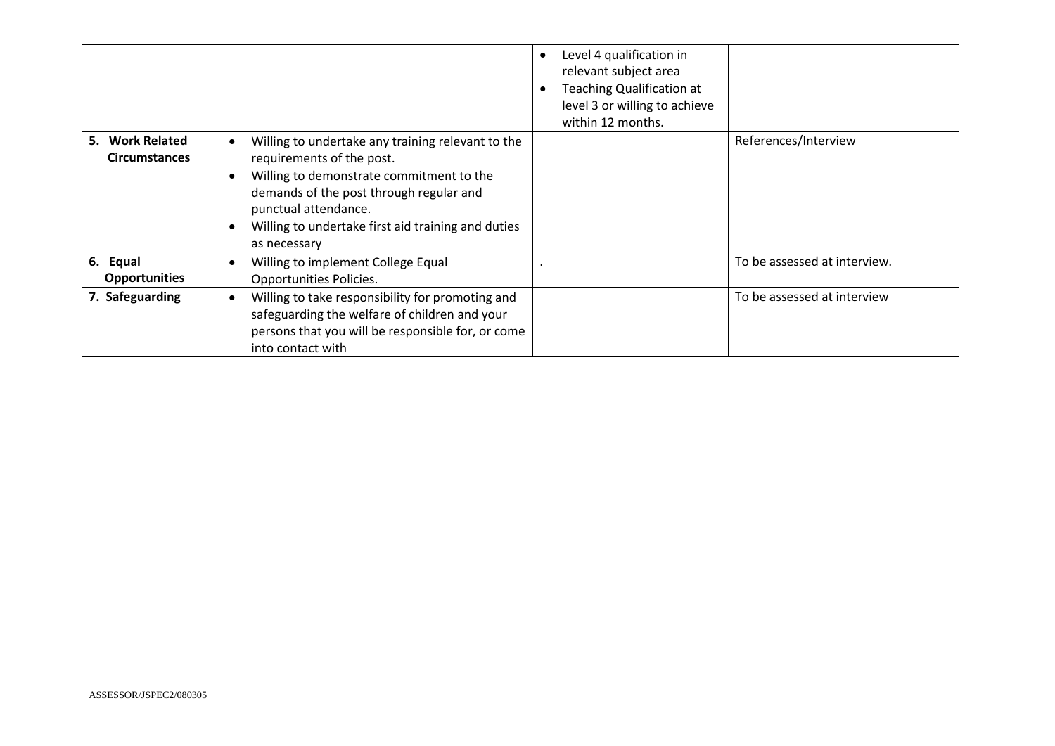| | | | |
|---|---|---|---|
| | | • Level 4 qualification in relevant subject area<br>• Teaching Qualification at level 3 or willing to achieve within 12 months. | |
| **5. Work Related Circumstances** | • Willing to undertake any training relevant to the requirements of the post.<br>• Willing to demonstrate commitment to the demands of the post through regular and punctual attendance.<br>• Willing to undertake first aid training and duties as necessary | | References/Interview |
| **6. Equal Opportunities** | • Willing to implement College Equal Opportunities Policies. | . | To be assessed at interview. |
| **7. Safeguarding** | • Willing to take responsibility for promoting and safeguarding the welfare of children and your persons that you will be responsible for, or come into contact with | | To be assessed at interview |

ASSESSOR/JSPEC2/080305